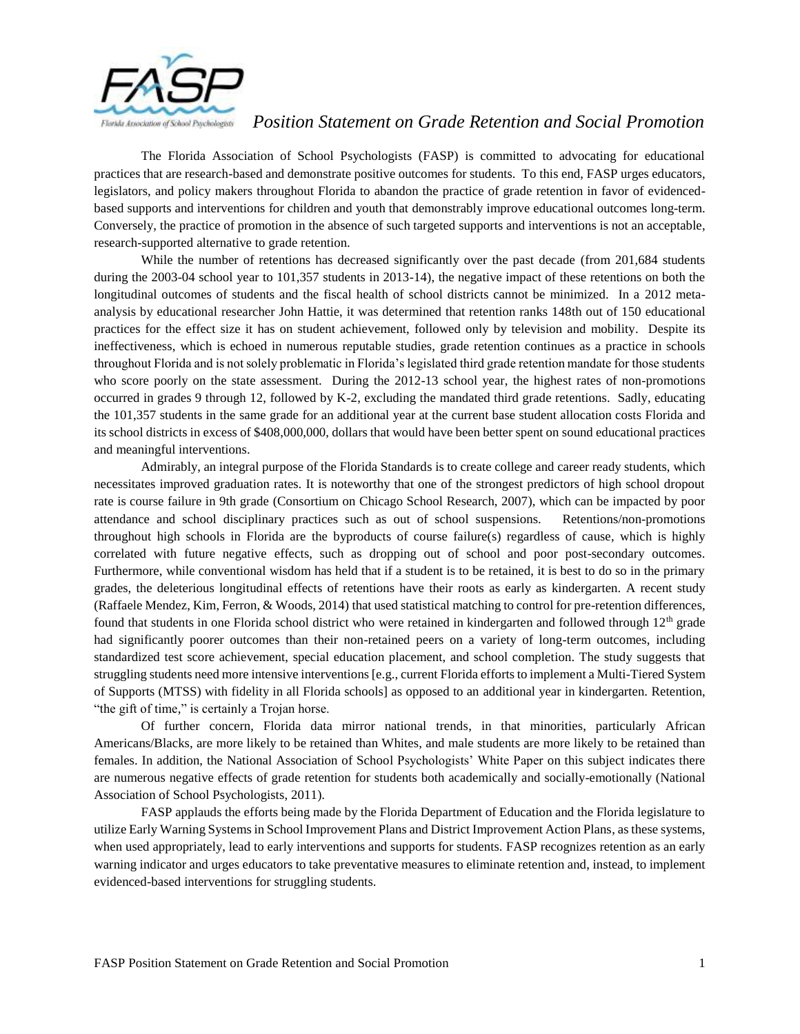# Position Statement on Grade Retention and Social Promotion

The Florida Association of School Psychologists (FASP) is committed to advocating for educational practices that are research-based and demonstrate positive outcomes for students. To this end, FASP urges educators, legislators, and policy makers throughout Florida to abandon the practice of grade retention in favor of evidenced-based supports and interventions for children and youth that demonstrably improve educational outcomes long-term. Conversely, the practice of promotion in the absence of such targeted supports and interventions is not an acceptable, research-supported alternative to grade retention.

While the number of retentions has decreased significantly over the past decade (from 201,684 students during the 2003-04 school year to 101,357 students in 2013-14), the negative impact of these retentions on both the longitudinal outcomes of students and the fiscal health of school districts cannot be minimized. In a 2012 meta-analysis by educational researcher John Hattie, it was determined that retention ranks 148th out of 150 educational practices for the effect size it has on student achievement, followed only by television and mobility. Despite its ineffectiveness, which is echoed in numerous reputable studies, grade retention continues as a practice in schools throughout Florida and is not solely problematic in Florida's legislated third grade retention mandate for those students who score poorly on the state assessment. During the 2012-13 school year, the highest rates of non-promotions occurred in grades 9 through 12, followed by K-2, excluding the mandated third grade retentions. Sadly, educating the 101,357 students in the same grade for an additional year at the current base student allocation costs Florida and its school districts in excess of $408,000,000, dollars that would have been better spent on sound educational practices and meaningful interventions.

Admirably, an integral purpose of the Florida Standards is to create college and career ready students, which necessitates improved graduation rates. It is noteworthy that one of the strongest predictors of high school dropout rate is course failure in 9th grade (Consortium on Chicago School Research, 2007), which can be impacted by poor attendance and school disciplinary practices such as out of school suspensions. Retentions/non-promotions throughout high schools in Florida are the byproducts of course failure(s) regardless of cause, which is highly correlated with future negative effects, such as dropping out of school and poor post-secondary outcomes. Furthermore, while conventional wisdom has held that if a student is to be retained, it is best to do so in the primary grades, the deleterious longitudinal effects of retentions have their roots as early as kindergarten. A recent study (Raffaele Mendez, Kim, Ferron, & Woods, 2014) that used statistical matching to control for pre-retention differences, found that students in one Florida school district who were retained in kindergarten and followed through 12th grade had significantly poorer outcomes than their non-retained peers on a variety of long-term outcomes, including standardized test score achievement, special education placement, and school completion. The study suggests that struggling students need more intensive interventions [e.g., current Florida efforts to implement a Multi-Tiered System of Supports (MTSS) with fidelity in all Florida schools] as opposed to an additional year in kindergarten. Retention, "the gift of time," is certainly a Trojan horse.

Of further concern, Florida data mirror national trends, in that minorities, particularly African Americans/Blacks, are more likely to be retained than Whites, and male students are more likely to be retained than females. In addition, the National Association of School Psychologists' White Paper on this subject indicates there are numerous negative effects of grade retention for students both academically and socially-emotionally (National Association of School Psychologists, 2011).

FASP applauds the efforts being made by the Florida Department of Education and the Florida legislature to utilize Early Warning Systems in School Improvement Plans and District Improvement Action Plans, as these systems, when used appropriately, lead to early interventions and supports for students. FASP recognizes retention as an early warning indicator and urges educators to take preventative measures to eliminate retention and, instead, to implement evidenced-based interventions for struggling students.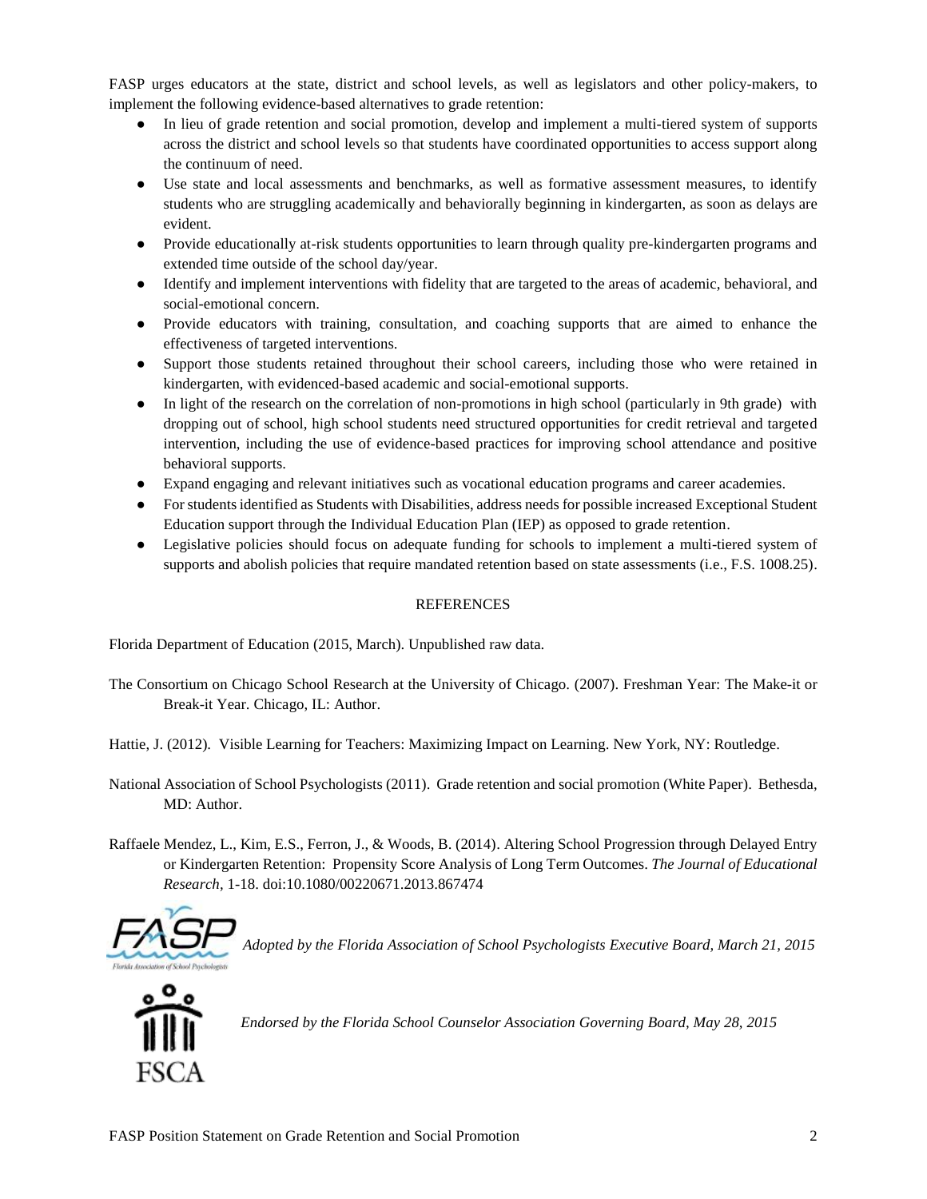FASP urges educators at the state, district and school levels, as well as legislators and other policy-makers, to implement the following evidence-based alternatives to grade retention:

- In lieu of grade retention and social promotion, develop and implement a multi-tiered system of supports across the district and school levels so that students have coordinated opportunities to access support along the continuum of need.
- Use state and local assessments and benchmarks, as well as formative assessment measures, to identify students who are struggling academically and behaviorally beginning in kindergarten, as soon as delays are evident.
- Provide educationally at-risk students opportunities to learn through quality pre-kindergarten programs and extended time outside of the school day/year.
- Identify and implement interventions with fidelity that are targeted to the areas of academic, behavioral, and social-emotional concern.
- Provide educators with training, consultation, and coaching supports that are aimed to enhance the effectiveness of targeted interventions.
- Support those students retained throughout their school careers, including those who were retained in kindergarten, with evidenced-based academic and social-emotional supports.
- In light of the research on the correlation of non-promotions in high school (particularly in 9th grade) with dropping out of school, high school students need structured opportunities for credit retrieval and targeted intervention, including the use of evidence-based practices for improving school attendance and positive behavioral supports.
- Expand engaging and relevant initiatives such as vocational education programs and career academies.
- For students identified as Students with Disabilities, address needs for possible increased Exceptional Student Education support through the Individual Education Plan (IEP) as opposed to grade retention.
- Legislative policies should focus on adequate funding for schools to implement a multi-tiered system of supports and abolish policies that require mandated retention based on state assessments (i.e., F.S. 1008.25).

## REFERENCES

Florida Department of Education (2015, March). Unpublished raw data.

The Consortium on Chicago School Research at the University of Chicago. (2007). Freshman Year: The Make-it or Break-it Year. Chicago, IL: Author.

Hattie, J. (2012). Visible Learning for Teachers: Maximizing Impact on Learning. New York, NY: Routledge.

National Association of School Psychologists (2011). Grade retention and social promotion (White Paper). Bethesda, MD: Author.

Raffaele Mendez, L., Kim, E.S., Ferron, J., & Woods, B. (2014). Altering School Progression through Delayed Entry or Kindergarten Retention: Propensity Score Analysis of Long Term Outcomes. *The Journal of Educational Research,* 1-18. doi:10.1080/00220671.2013.867474

*Adopted by the Florida Association of School Psychologists Executive Board, March 21, 2015*

*Endorsed by the Florida School Counselor Association Governing Board, May 28, 2015*